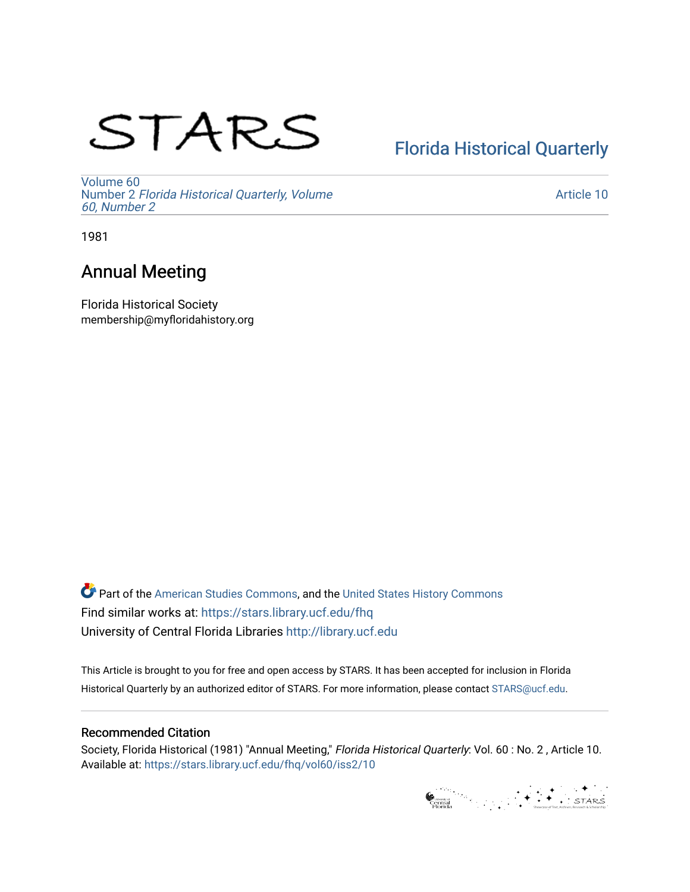# STARS

Florida Historical Quarterly

Volume 60
Number 2 *Florida Historical Quarterly, Volume 60, Number 2*

Article 10

1981

## Annual Meeting

Florida Historical Society
membership@myfloridahistory.org

Part of the American Studies Commons, and the United States History Commons
Find similar works at: https://stars.library.ucf.edu/fhq
University of Central Florida Libraries http://library.ucf.edu

This Article is brought to you for free and open access by STARS. It has been accepted for inclusion in Florida Historical Quarterly by an authorized editor of STARS. For more information, please contact STARS@ucf.edu.

### Recommended Citation

Society, Florida Historical (1981) "Annual Meeting," *Florida Historical Quarterly*: Vol. 60 : No. 2 , Article 10.
Available at: https://stars.library.ucf.edu/fhq/vol60/iss2/10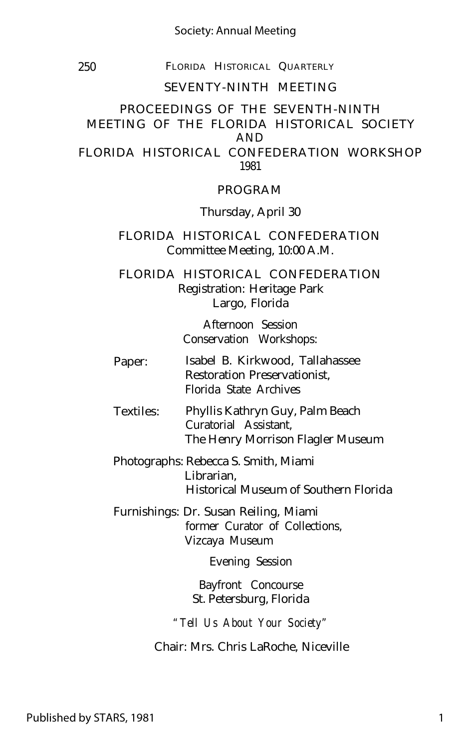## SEVENTY-NINTH MEETING

### PROCEEDINGS OF THE SEVENTH-NINTH MEETING OF THE FLORIDA HISTORICAL SOCIETY AND FLORIDA HISTORICAL CONFEDERATION WORKSHOP
1981

### PROGRAM

Thursday, April 30

FLORIDA HISTORICAL CONFEDERATION
Committee Meeting, 10:00 A.M.

FLORIDA HISTORICAL CONFEDERATION
Registration: Heritage Park
Largo, Florida

Afternoon Session
Conservation Workshops:

Paper: Isabel B. Kirkwood, Tallahassee
Restoration Preservationist,
Florida State Archives

Textiles: Phyllis Kathryn Guy, Palm Beach
Curatorial Assistant,
The Henry Morrison Flagler Museum

Photographs: Rebecca S. Smith, Miami
Librarian,
Historical Museum of Southern Florida

Furnishings: Dr. Susan Reiling, Miami
former Curator of Collections,
Vizcaya Museum

Evening Session

Bayfront Concourse
St. Petersburg, Florida

*"Tell Us About Your Society"*

Chair: Mrs. Chris LaRoche, Niceville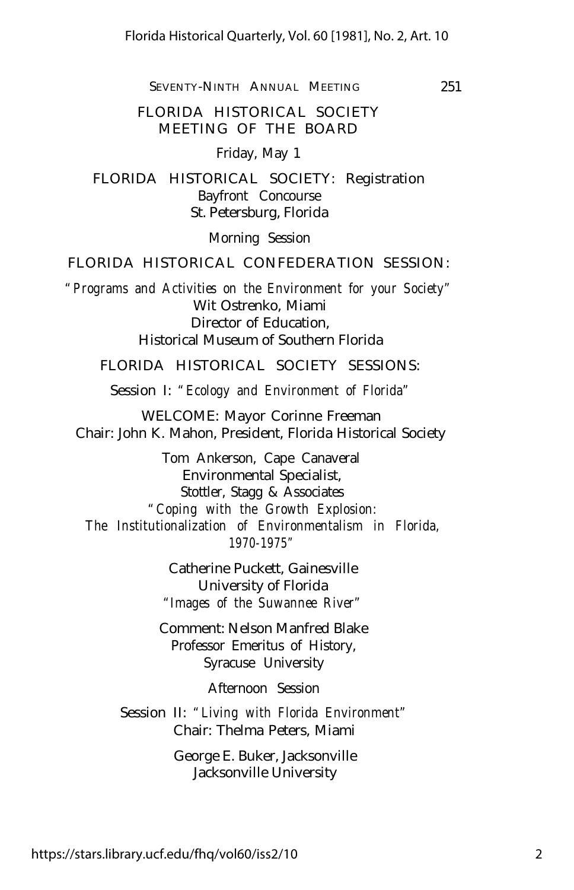## FLORIDA HISTORICAL SOCIETY MEETING OF THE BOARD

Friday, May 1

FLORIDA HISTORICAL SOCIETY: Registration
Bayfront Concourse
St. Petersburg, Florida

Morning Session

FLORIDA HISTORICAL CONFEDERATION SESSION:

*"Programs and Activities on the Environment for your Society"*
Wit Ostrenko, Miami
Director of Education,
Historical Museum of Southern Florida

FLORIDA HISTORICAL SOCIETY SESSIONS:

Session I: *"Ecology and Environment of Florida"*

WELCOME: Mayor Corinne Freeman
Chair: John K. Mahon, President, Florida Historical Society

Tom Ankerson, Cape Canaveral
Environmental Specialist,
Stottler, Stagg & Associates
*"Coping with the Growth Explosion: The Institutionalization of Environmentalism in Florida, 1970-1975"*

Catherine Puckett, Gainesville
University of Florida
*"Images of the Suwannee River"*

Comment: Nelson Manfred Blake
Professor Emeritus of History,
Syracuse University

Afternoon Session

Session II: *"Living with Florida Environment"*
Chair: Thelma Peters, Miami

George E. Buker, Jacksonville
Jacksonville University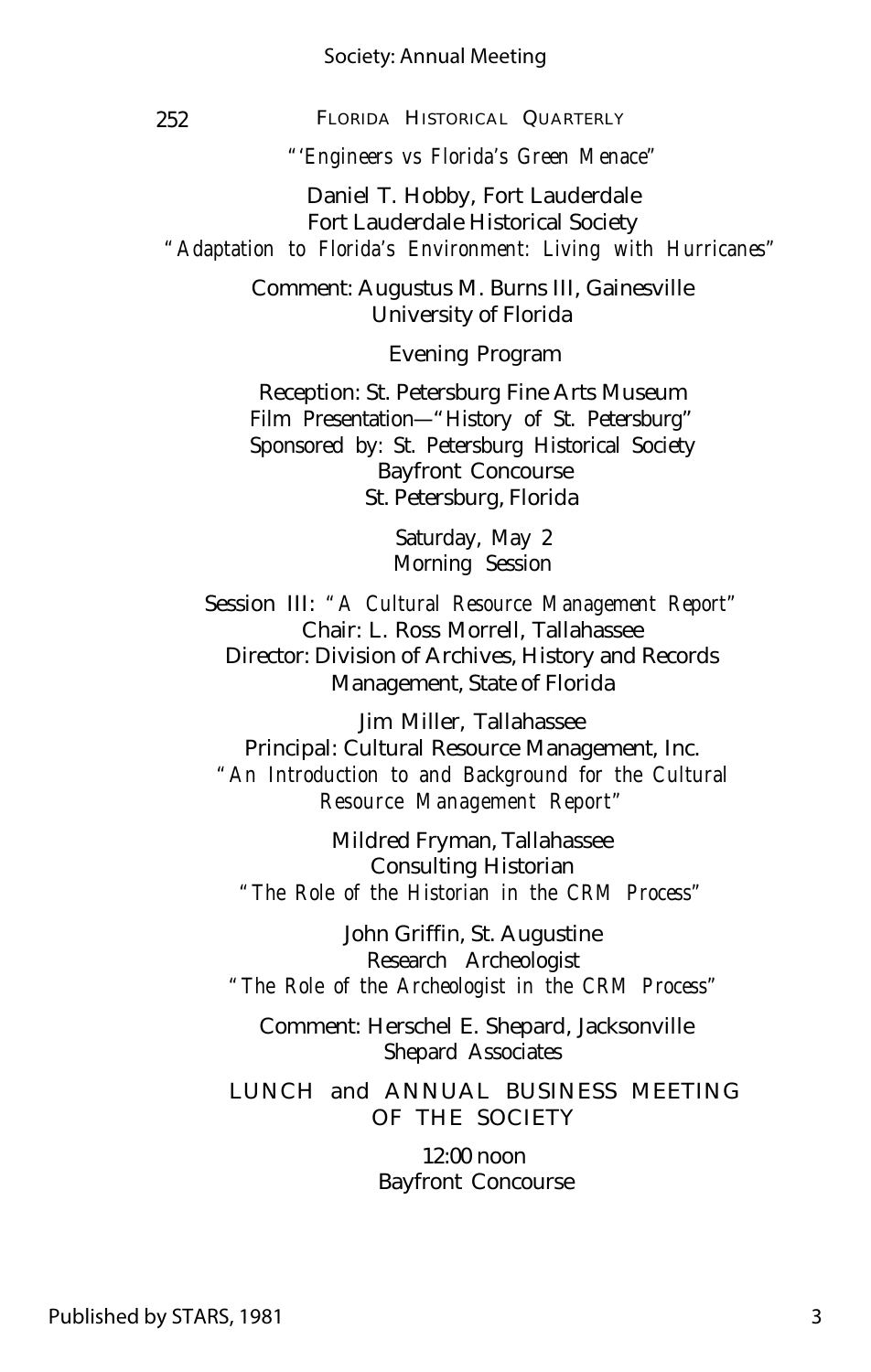*"'Engineers vs Florida's Green Menace"*

Daniel T. Hobby, Fort Lauderdale
Fort Lauderdale Historical Society
*"Adaptation to Florida's Environment: Living with Hurricanes"*

Comment: Augustus M. Burns III, Gainesville
University of Florida

Evening Program

Reception: St. Petersburg Fine Arts Museum
Film Presentation—"History of St. Petersburg"
Sponsored by: St. Petersburg Historical Society
Bayfront Concourse
St. Petersburg, Florida

Saturday, May 2
Morning Session

Session III: *"A Cultural Resource Management Report"*
Chair: L. Ross Morrell, Tallahassee
Director: Division of Archives, History and Records Management, State of Florida

Jim Miller, Tallahassee
Principal: Cultural Resource Management, Inc.
*"An Introduction to and Background for the Cultural Resource Management Report"*

Mildred Fryman, Tallahassee
Consulting Historian
*"The Role of the Historian in the CRM Process"*

John Griffin, St. Augustine
Research Archeologist
*"The Role of the Archeologist in the CRM Process"*

Comment: Herschel E. Shepard, Jacksonville
Shepard Associates

LUNCH and ANNUAL BUSINESS MEETING OF THE SOCIETY

12:00 noon
Bayfront Concourse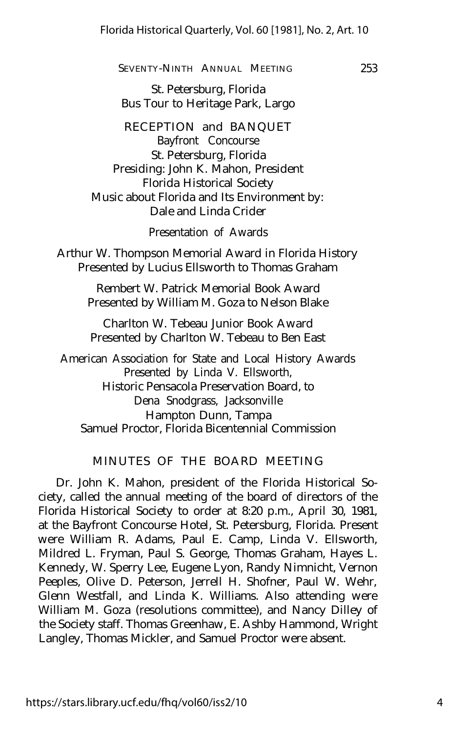St. Petersburg, Florida
Bus Tour to Heritage Park, Largo

RECEPTION and BANQUET
Bayfront Concourse
St. Petersburg, Florida
Presiding: John K. Mahon, President
Florida Historical Society
Music about Florida and Its Environment by:
Dale and Linda Crider

Presentation of Awards

Arthur W. Thompson Memorial Award in Florida History
Presented by Lucius Ellsworth to Thomas Graham

Rembert W. Patrick Memorial Book Award
Presented by William M. Goza to Nelson Blake

Charlton W. Tebeau Junior Book Award
Presented by Charlton W. Tebeau to Ben East

American Association for State and Local History Awards
Presented by Linda V. Ellsworth,
Historic Pensacola Preservation Board, to
Dena Snodgrass, Jacksonville
Hampton Dunn, Tampa
Samuel Proctor, Florida Bicentennial Commission

## MINUTES OF THE BOARD MEETING

Dr. John K. Mahon, president of the Florida Historical Society, called the annual meeting of the board of directors of the Florida Historical Society to order at 8:20 p.m., April 30, 1981, at the Bayfront Concourse Hotel, St. Petersburg, Florida. Present were William R. Adams, Paul E. Camp, Linda V. Ellsworth, Mildred L. Fryman, Paul S. George, Thomas Graham, Hayes L. Kennedy, W. Sperry Lee, Eugene Lyon, Randy Nimnicht, Vernon Peeples, Olive D. Peterson, Jerrell H. Shofner, Paul W. Wehr, Glenn Westfall, and Linda K. Williams. Also attending were William M. Goza (resolutions committee), and Nancy Dilley of the Society staff. Thomas Greenhaw, E. Ashby Hammond, Wright Langley, Thomas Mickler, and Samuel Proctor were absent.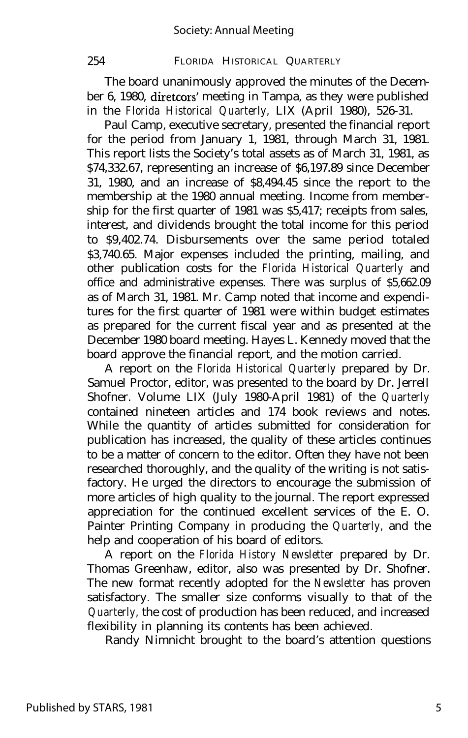The board unanimously approved the minutes of the December 6, 1980, diretcors' meeting in Tampa, as they were published in the *Florida Historical Quarterly,* LIX (April 1980), 526-31.

Paul Camp, executive secretary, presented the financial report for the period from January 1, 1981, through March 31, 1981. This report lists the Society's total assets as of March 31, 1981, as $74,332.67, representing an increase of $6,197.89 since December 31, 1980, and an increase of $8,494.45 since the report to the membership at the 1980 annual meeting. Income from membership for the first quarter of 1981 was $5,417; receipts from sales, interest, and dividends brought the total income for this period to $9,402.74. Disbursements over the same period totaled $3,740.65. Major expenses included the printing, mailing, and other publication costs for the *Florida Historical Quarterly* and office and administrative expenses. There was surplus of $5,662.09 as of March 31, 1981. Mr. Camp noted that income and expenditures for the first quarter of 1981 were within budget estimates as prepared for the current fiscal year and as presented at the December 1980 board meeting. Hayes L. Kennedy moved that the board approve the financial report, and the motion carried.

A report on the *Florida Historical Quarterly* prepared by Dr. Samuel Proctor, editor, was presented to the board by Dr. Jerrell Shofner. Volume LIX (July 1980-April 1981) of the *Quarterly* contained nineteen articles and 174 book reviews and notes. While the quantity of articles submitted for consideration for publication has increased, the quality of these articles continues to be a matter of concern to the editor. Often they have not been researched thoroughly, and the quality of the writing is not satisfactory. He urged the directors to encourage the submission of more articles of high quality to the journal. The report expressed appreciation for the continued excellent services of the E. O. Painter Printing Company in producing the *Quarterly,* and the help and cooperation of his board of editors.

A report on the *Florida History Newsletter* prepared by Dr. Thomas Greenhaw, editor, also was presented by Dr. Shofner. The new format recently adopted for the *Newsletter* has proven satisfactory. The smaller size conforms visually to that of the *Quarterly,* the cost of production has been reduced, and increased flexibility in planning its contents has been achieved.

Randy Nimnicht brought to the board's attention questions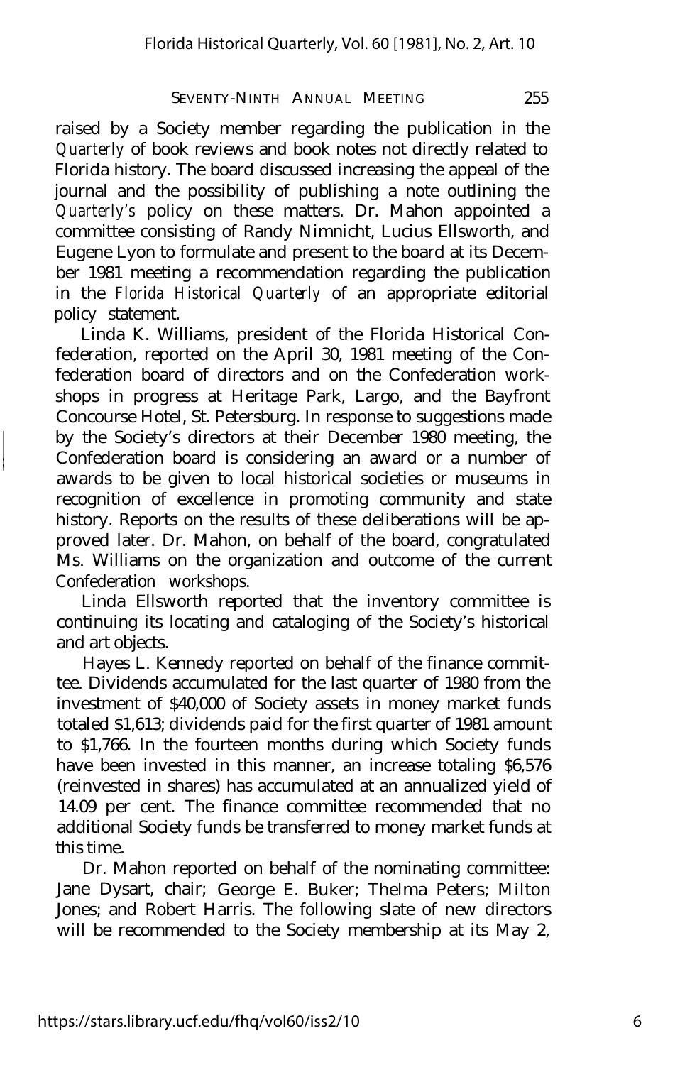raised by a Society member regarding the publication in the *Quarterly* of book reviews and book notes not directly related to Florida history. The board discussed increasing the appeal of the journal and the possibility of publishing a note outlining the *Quarterly's* policy on these matters. Dr. Mahon appointed a committee consisting of Randy Nimnicht, Lucius Ellsworth, and Eugene Lyon to formulate and present to the board at its December 1981 meeting a recommendation regarding the publication in the *Florida Historical Quarterly* of an appropriate editorial policy statement.

Linda K. Williams, president of the Florida Historical Confederation, reported on the April 30, 1981 meeting of the Confederation board of directors and on the Confederation workshops in progress at Heritage Park, Largo, and the Bayfront Concourse Hotel, St. Petersburg. In response to suggestions made by the Society's directors at their December 1980 meeting, the Confederation board is considering an award or a number of awards to be given to local historical societies or museums in recognition of excellence in promoting community and state history. Reports on the results of these deliberations will be approved later. Dr. Mahon, on behalf of the board, congratulated Ms. Williams on the organization and outcome of the current Confederation workshops.

Linda Ellsworth reported that the inventory committee is continuing its locating and cataloging of the Society's historical and art objects.

Hayes L. Kennedy reported on behalf of the finance committee. Dividends accumulated for the last quarter of 1980 from the investment of $40,000 of Society assets in money market funds totaled $1,613; dividends paid for the first quarter of 1981 amount to $1,766. In the fourteen months during which Society funds have been invested in this manner, an increase totaling $6,576 (reinvested in shares) has accumulated at an annualized yield of 14.09 per cent. The finance committee recommended that no additional Society funds be transferred to money market funds at this time.

Dr. Mahon reported on behalf of the nominating committee: Jane Dysart, chair; George E. Buker; Thelma Peters; Milton Jones; and Robert Harris. The following slate of new directors will be recommended to the Society membership at its May 2,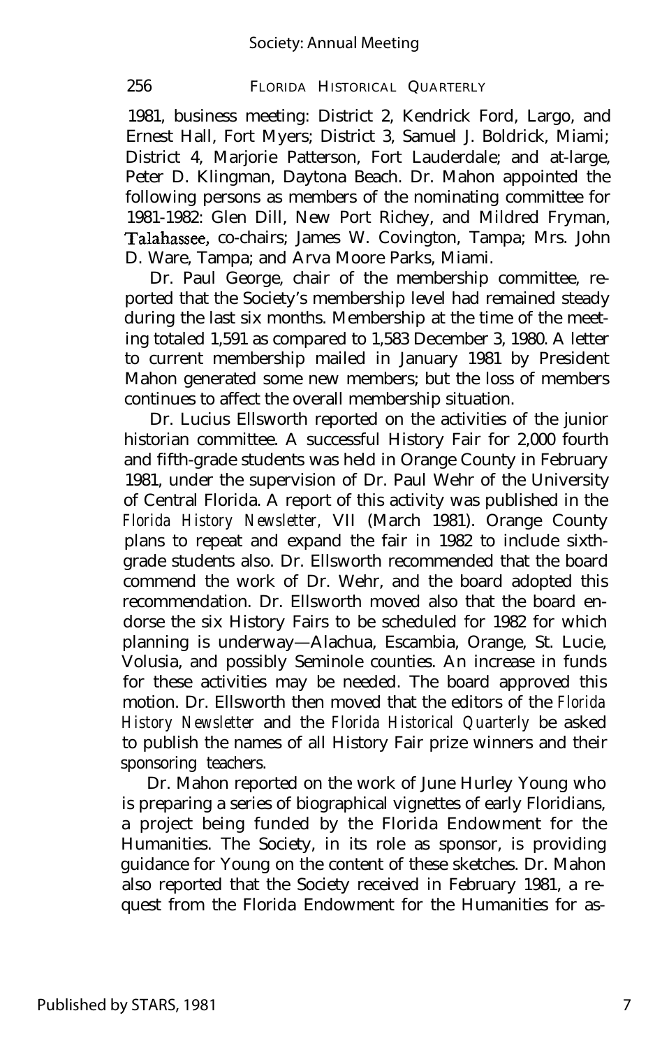1981, business meeting: District 2, Kendrick Ford, Largo, and Ernest Hall, Fort Myers; District 3, Samuel J. Boldrick, Miami; District 4, Marjorie Patterson, Fort Lauderdale; and at-large, Peter D. Klingman, Daytona Beach. Dr. Mahon appointed the following persons as members of the nominating committee for 1981-1982: Glen Dill, New Port Richey, and Mildred Fryman, Talahassee, co-chairs; James W. Covington, Tampa; Mrs. John D. Ware, Tampa; and Arva Moore Parks, Miami.

Dr. Paul George, chair of the membership committee, reported that the Society's membership level had remained steady during the last six months. Membership at the time of the meeting totaled 1,591 as compared to 1,583 December 3, 1980. A letter to current membership mailed in January 1981 by President Mahon generated some new members; but the loss of members continues to affect the overall membership situation.

Dr. Lucius Ellsworth reported on the activities of the junior historian committee. A successful History Fair for 2,000 fourth and fifth-grade students was held in Orange County in February 1981, under the supervision of Dr. Paul Wehr of the University of Central Florida. A report of this activity was published in the *Florida History Newsletter*, VII (March 1981). Orange County plans to repeat and expand the fair in 1982 to include sixth-grade students also. Dr. Ellsworth recommended that the board commend the work of Dr. Wehr, and the board adopted this recommendation. Dr. Ellsworth moved also that the board endorse the six History Fairs to be scheduled for 1982 for which planning is underway—Alachua, Escambia, Orange, St. Lucie, Volusia, and possibly Seminole counties. An increase in funds for these activities may be needed. The board approved this motion. Dr. Ellsworth then moved that the editors of the *Florida History Newsletter* and the *Florida Historical Quarterly* be asked to publish the names of all History Fair prize winners and their sponsoring teachers.

Dr. Mahon reported on the work of June Hurley Young who is preparing a series of biographical vignettes of early Floridians, a project being funded by the Florida Endowment for the Humanities. The Society, in its role as sponsor, is providing guidance for Young on the content of these sketches. Dr. Mahon also reported that the Society received in February 1981, a request from the Florida Endowment for the Humanities for as-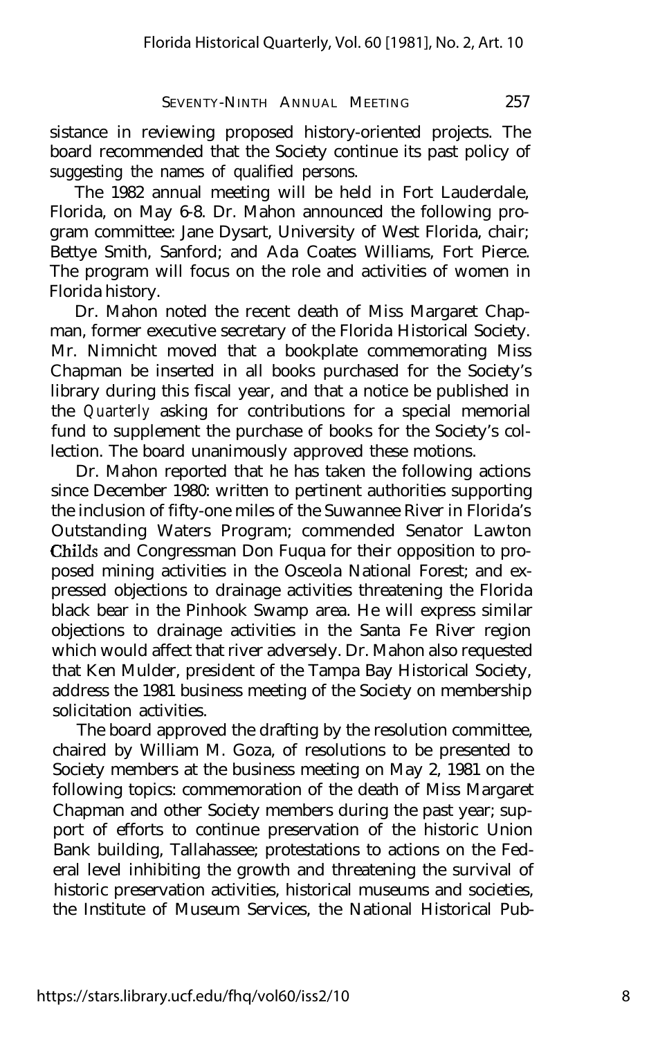sistance in reviewing proposed history-oriented projects. The board recommended that the Society continue its past policy of suggesting the names of qualified persons.

The 1982 annual meeting will be held in Fort Lauderdale, Florida, on May 6-8. Dr. Mahon announced the following program committee: Jane Dysart, University of West Florida, chair; Bettye Smith, Sanford; and Ada Coates Williams, Fort Pierce. The program will focus on the role and activities of women in Florida history.

Dr. Mahon noted the recent death of Miss Margaret Chapman, former executive secretary of the Florida Historical Society. Mr. Nimnicht moved that a bookplate commemorating Miss Chapman be inserted in all books purchased for the Society's library during this fiscal year, and that a notice be published in the *Quarterly* asking for contributions for a special memorial fund to supplement the purchase of books for the Society's collection. The board unanimously approved these motions.

Dr. Mahon reported that he has taken the following actions since December 1980: written to pertinent authorities supporting the inclusion of fifty-one miles of the Suwannee River in Florida's Outstanding Waters Program; commended Senator Lawton Childs and Congressman Don Fuqua for their opposition to proposed mining activities in the Osceola National Forest; and expressed objections to drainage activities threatening the Florida black bear in the Pinhook Swamp area. He will express similar objections to drainage activities in the Santa Fe River region which would affect that river adversely. Dr. Mahon also requested that Ken Mulder, president of the Tampa Bay Historical Society, address the 1981 business meeting of the Society on membership solicitation activities.

The board approved the drafting by the resolution committee, chaired by William M. Goza, of resolutions to be presented to Society members at the business meeting on May 2, 1981 on the following topics: commemoration of the death of Miss Margaret Chapman and other Society members during the past year; support of efforts to continue preservation of the historic Union Bank building, Tallahassee; protestations to actions on the Federal level inhibiting the growth and threatening the survival of historic preservation activities, historical museums and societies, the Institute of Museum Services, the National Historical Pub-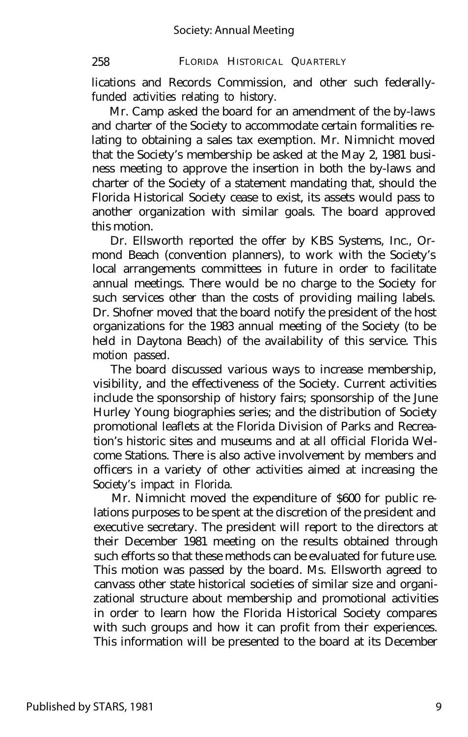lications and Records Commission, and other such federally-funded activities relating to history.

Mr. Camp asked the board for an amendment of the by-laws and charter of the Society to accommodate certain formalities relating to obtaining a sales tax exemption. Mr. Nimnicht moved that the Society's membership be asked at the May 2, 1981 business meeting to approve the insertion in both the by-laws and charter of the Society of a statement mandating that, should the Florida Historical Society cease to exist, its assets would pass to another organization with similar goals. The board approved this motion.

Dr. Ellsworth reported the offer by KBS Systems, Inc., Ormond Beach (convention planners), to work with the Society's local arrangements committees in future in order to facilitate annual meetings. There would be no charge to the Society for such services other than the costs of providing mailing labels. Dr. Shofner moved that the board notify the president of the host organizations for the 1983 annual meeting of the Society (to be held in Daytona Beach) of the availability of this service. This motion passed.

The board discussed various ways to increase membership, visibility, and the effectiveness of the Society. Current activities include the sponsorship of history fairs; sponsorship of the June Hurley Young biographies series; and the distribution of Society promotional leaflets at the Florida Division of Parks and Recreation's historic sites and museums and at all official Florida Welcome Stations. There is also active involvement by members and officers in a variety of other activities aimed at increasing the Society's impact in Florida.

Mr. Nimnicht moved the expenditure of $600 for public relations purposes to be spent at the discretion of the president and executive secretary. The president will report to the directors at their December 1981 meeting on the results obtained through such efforts so that these methods can be evaluated for future use. This motion was passed by the board. Ms. Ellsworth agreed to canvass other state historical societies of similar size and organizational structure about membership and promotional activities in order to learn how the Florida Historical Society compares with such groups and how it can profit from their experiences. This information will be presented to the board at its December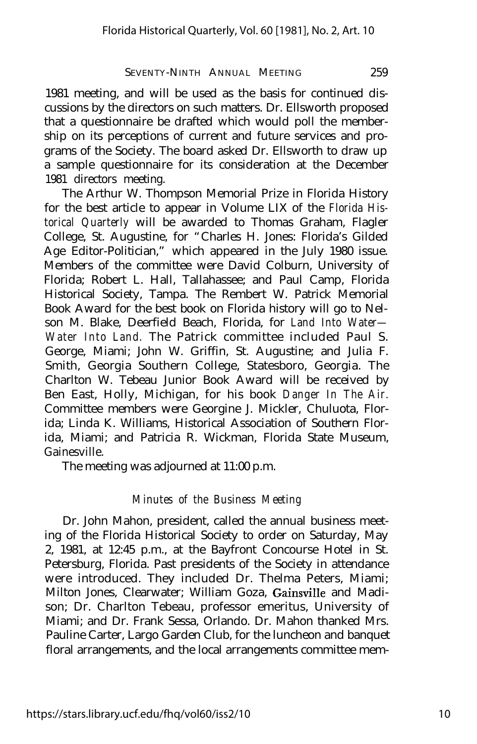1981 meeting, and will be used as the basis for continued discussions by the directors on such matters. Dr. Ellsworth proposed that a questionnaire be drafted which would poll the membership on its perceptions of current and future services and programs of the Society. The board asked Dr. Ellsworth to draw up a sample questionnaire for its consideration at the December 1981 directors meeting.

The Arthur W. Thompson Memorial Prize in Florida History for the best article to appear in Volume LIX of the *Florida Historical Quarterly* will be awarded to Thomas Graham, Flagler College, St. Augustine, for "Charles H. Jones: Florida's Gilded Age Editor-Politician," which appeared in the July 1980 issue. Members of the committee were David Colburn, University of Florida; Robert L. Hall, Tallahassee; and Paul Camp, Florida Historical Society, Tampa. The Rembert W. Patrick Memorial Book Award for the best book on Florida history will go to Nelson M. Blake, Deerfield Beach, Florida, for *Land Into Water—Water Into Land.* The Patrick committee included Paul S. George, Miami; John W. Griffin, St. Augustine; and Julia F. Smith, Georgia Southern College, Statesboro, Georgia. The Charlton W. Tebeau Junior Book Award will be received by Ben East, Holly, Michigan, for his book *Danger In The Air.* Committee members were Georgine J. Mickler, Chuluota, Florida; Linda K. Williams, Historical Association of Southern Florida, Miami; and Patricia R. Wickman, Florida State Museum, Gainesville.

The meeting was adjourned at 11:00 p.m.

## *Minutes of the Business Meeting*

Dr. John Mahon, president, called the annual business meeting of the Florida Historical Society to order on Saturday, May 2, 1981, at 12:45 p.m., at the Bayfront Concourse Hotel in St. Petersburg, Florida. Past presidents of the Society in attendance were introduced. They included Dr. Thelma Peters, Miami; Milton Jones, Clearwater; William Goza, Gainsville and Madison; Dr. Charlton Tebeau, professor emeritus, University of Miami; and Dr. Frank Sessa, Orlando. Dr. Mahon thanked Mrs. Pauline Carter, Largo Garden Club, for the luncheon and banquet floral arrangements, and the local arrangements committee mem-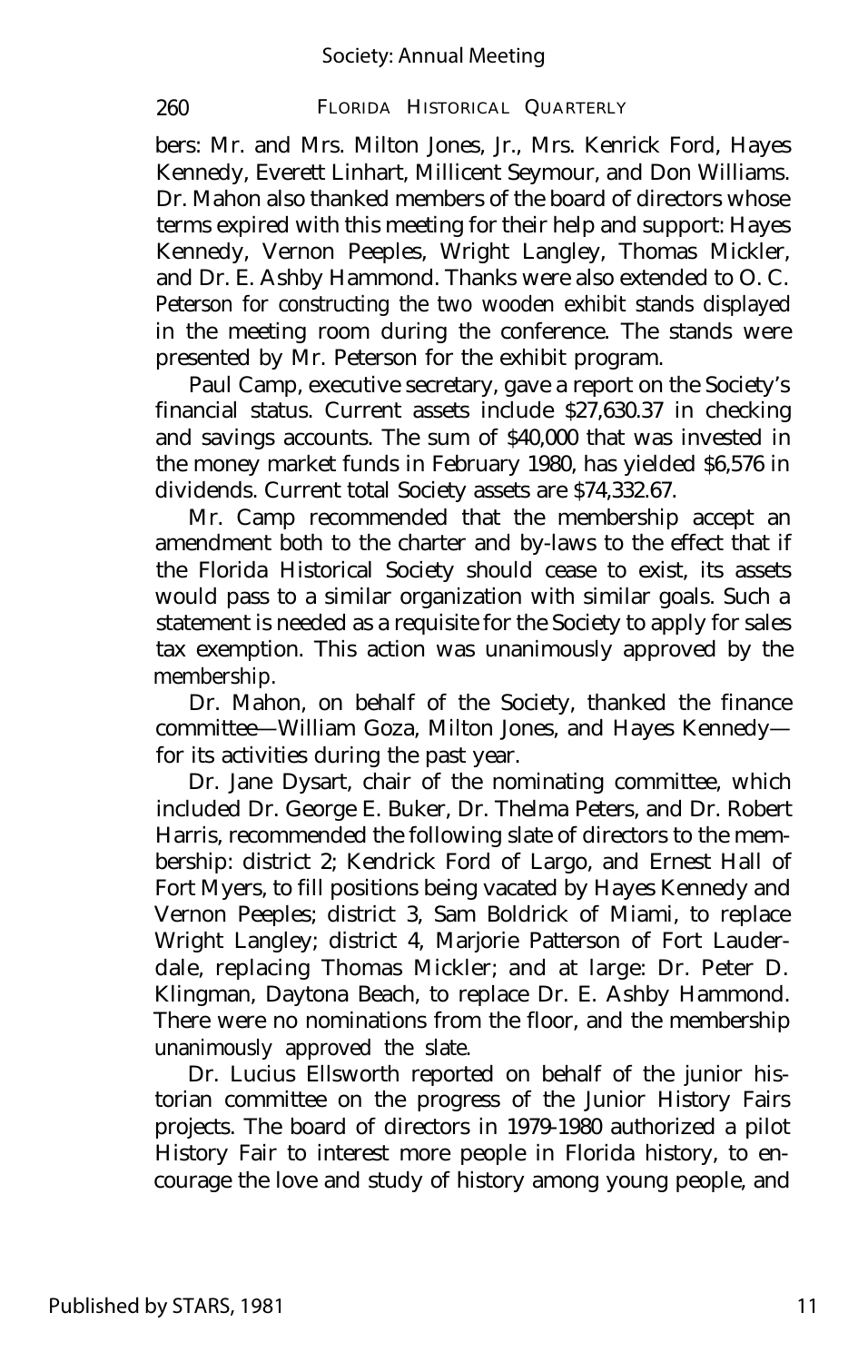bers: Mr. and Mrs. Milton Jones, Jr., Mrs. Kenrick Ford, Hayes Kennedy, Everett Linhart, Millicent Seymour, and Don Williams. Dr. Mahon also thanked members of the board of directors whose terms expired with this meeting for their help and support: Hayes Kennedy, Vernon Peeples, Wright Langley, Thomas Mickler, and Dr. E. Ashby Hammond. Thanks were also extended to O. C. Peterson for constructing the two wooden exhibit stands displayed in the meeting room during the conference. The stands were presented by Mr. Peterson for the exhibit program.

Paul Camp, executive secretary, gave a report on the Society's financial status. Current assets include $27,630.37 in checking and savings accounts. The sum of $40,000 that was invested in the money market funds in February 1980, has yielded $6,576 in dividends. Current total Society assets are $74,332.67.

Mr. Camp recommended that the membership accept an amendment both to the charter and by-laws to the effect that if the Florida Historical Society should cease to exist, its assets would pass to a similar organization with similar goals. Such a statement is needed as a requisite for the Society to apply for sales tax exemption. This action was unanimously approved by the membership.

Dr. Mahon, on behalf of the Society, thanked the finance committee—William Goza, Milton Jones, and Hayes Kennedy—for its activities during the past year.

Dr. Jane Dysart, chair of the nominating committee, which included Dr. George E. Buker, Dr. Thelma Peters, and Dr. Robert Harris, recommended the following slate of directors to the membership: district 2; Kendrick Ford of Largo, and Ernest Hall of Fort Myers, to fill positions being vacated by Hayes Kennedy and Vernon Peeples; district 3, Sam Boldrick of Miami, to replace Wright Langley; district 4, Marjorie Patterson of Fort Lauderdale, replacing Thomas Mickler; and at large: Dr. Peter D. Klingman, Daytona Beach, to replace Dr. E. Ashby Hammond. There were no nominations from the floor, and the membership unanimously approved the slate.

Dr. Lucius Ellsworth reported on behalf of the junior historian committee on the progress of the Junior History Fairs projects. The board of directors in 1979-1980 authorized a pilot History Fair to interest more people in Florida history, to encourage the love and study of history among young people, and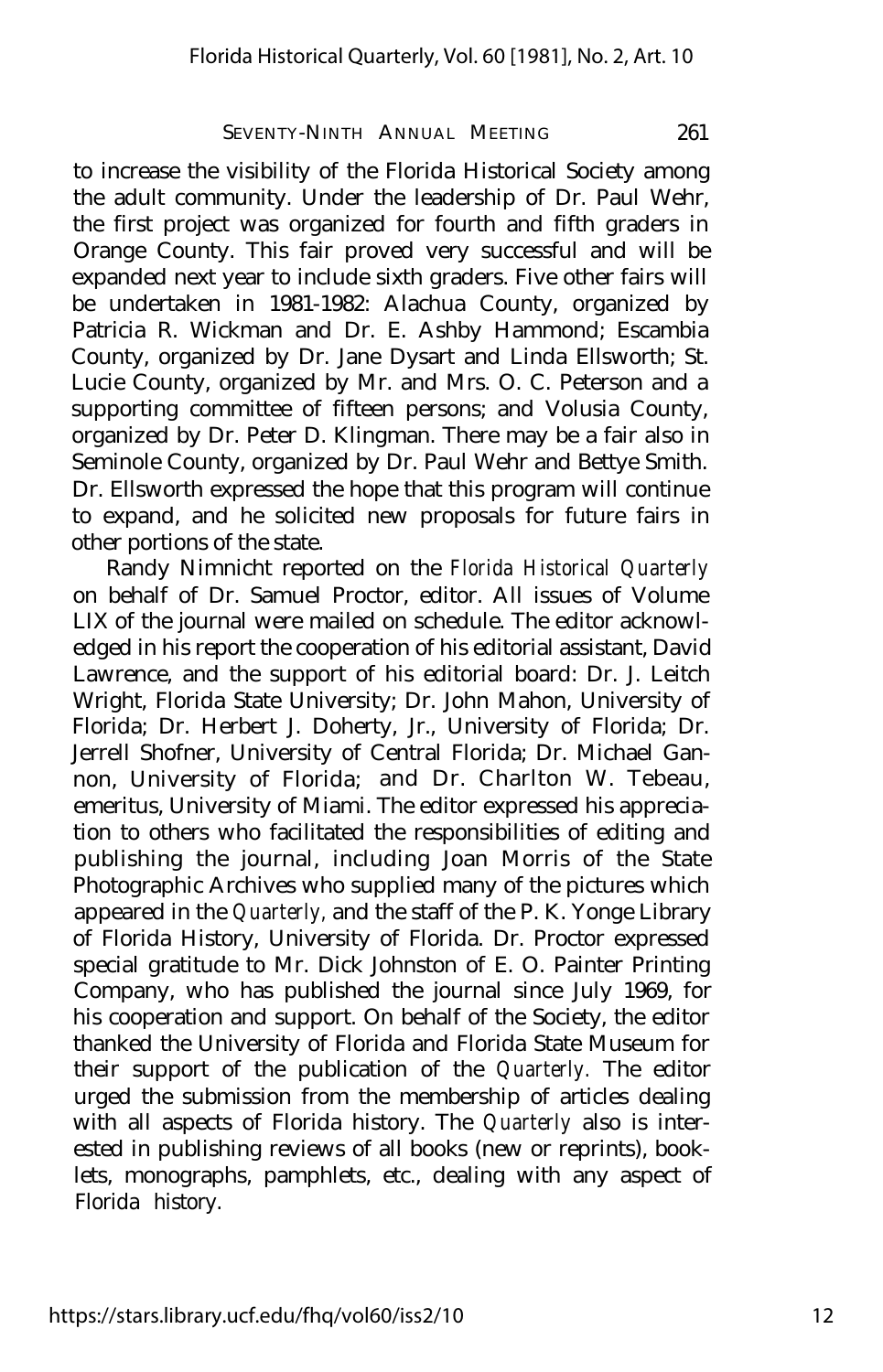to increase the visibility of the Florida Historical Society among the adult community. Under the leadership of Dr. Paul Wehr, the first project was organized for fourth and fifth graders in Orange County. This fair proved very successful and will be expanded next year to include sixth graders. Five other fairs will be undertaken in 1981-1982: Alachua County, organized by Patricia R. Wickman and Dr. E. Ashby Hammond; Escambia County, organized by Dr. Jane Dysart and Linda Ellsworth; St. Lucie County, organized by Mr. and Mrs. O. C. Peterson and a supporting committee of fifteen persons; and Volusia County, organized by Dr. Peter D. Klingman. There may be a fair also in Seminole County, organized by Dr. Paul Wehr and Bettye Smith. Dr. Ellsworth expressed the hope that this program will continue to expand, and he solicited new proposals for future fairs in other portions of the state.

Randy Nimnicht reported on the *Florida Historical Quarterly* on behalf of Dr. Samuel Proctor, editor. All issues of Volume LIX of the journal were mailed on schedule. The editor acknowledged in his report the cooperation of his editorial assistant, David Lawrence, and the support of his editorial board: Dr. J. Leitch Wright, Florida State University; Dr. John Mahon, University of Florida; Dr. Herbert J. Doherty, Jr., University of Florida; Dr. Jerrell Shofner, University of Central Florida; Dr. Michael Gannon, University of Florida; and Dr. Charlton W. Tebeau, emeritus, University of Miami. The editor expressed his appreciation to others who facilitated the responsibilities of editing and publishing the journal, including Joan Morris of the State Photographic Archives who supplied many of the pictures which appeared in the *Quarterly*, and the staff of the P. K. Yonge Library of Florida History, University of Florida. Dr. Proctor expressed special gratitude to Mr. Dick Johnston of E. O. Painter Printing Company, who has published the journal since July 1969, for his cooperation and support. On behalf of the Society, the editor thanked the University of Florida and Florida State Museum for their support of the publication of the *Quarterly*. The editor urged the submission from the membership of articles dealing with all aspects of Florida history. The *Quarterly* also is interested in publishing reviews of all books (new or reprints), booklets, monographs, pamphlets, etc., dealing with any aspect of Florida history.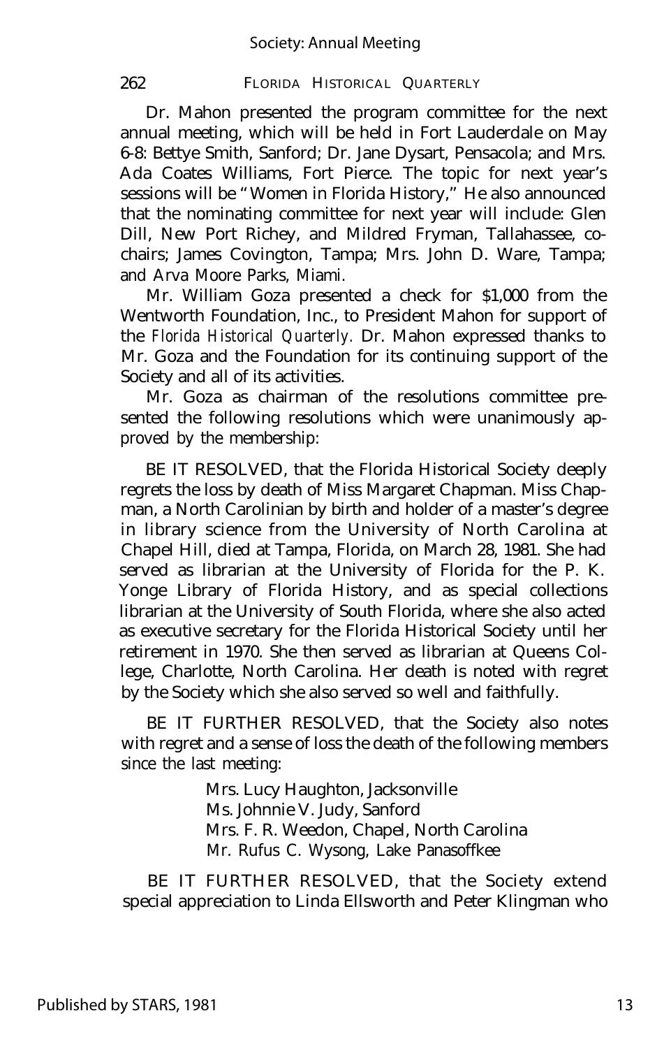Dr. Mahon presented the program committee for the next annual meeting, which will be held in Fort Lauderdale on May 6-8: Bettye Smith, Sanford; Dr. Jane Dysart, Pensacola; and Mrs. Ada Coates Williams, Fort Pierce. The topic for next year's sessions will be "Women in Florida History," He also announced that the nominating committee for next year will include: Glen Dill, New Port Richey, and Mildred Fryman, Tallahassee, co-chairs; James Covington, Tampa; Mrs. John D. Ware, Tampa; and Arva Moore Parks, Miami.

Mr. William Goza presented a check for $1,000 from the Wentworth Foundation, Inc., to President Mahon for support of the *Florida Historical Quarterly*. Dr. Mahon expressed thanks to Mr. Goza and the Foundation for its continuing support of the Society and all of its activities.

Mr. Goza as chairman of the resolutions committee presented the following resolutions which were unanimously approved by the membership:

BE IT RESOLVED, that the Florida Historical Society deeply regrets the loss by death of Miss Margaret Chapman. Miss Chapman, a North Carolinian by birth and holder of a master's degree in library science from the University of North Carolina at Chapel Hill, died at Tampa, Florida, on March 28, 1981. She had served as librarian at the University of Florida for the P. K. Yonge Library of Florida History, and as special collections librarian at the University of South Florida, where she also acted as executive secretary for the Florida Historical Society until her retirement in 1970. She then served as librarian at Queens College, Charlotte, North Carolina. Her death is noted with regret by the Society which she also served so well and faithfully.

BE IT FURTHER RESOLVED, that the Society also notes with regret and a sense of loss the death of the following members since the last meeting:

Mrs. Lucy Haughton, Jacksonville
Ms. Johnnie V. Judy, Sanford
Mrs. F. R. Weedon, Chapel, North Carolina
Mr. Rufus C. Wysong, Lake Panasoffkee

BE IT FURTHER RESOLVED, that the Society extend special appreciation to Linda Ellsworth and Peter Klingman who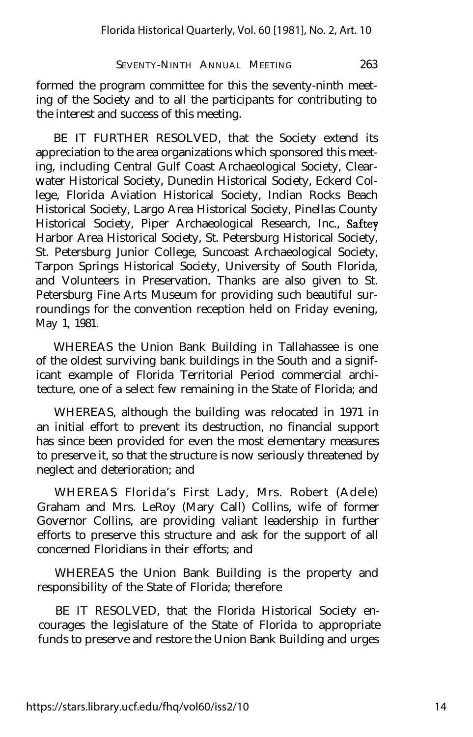formed the program committee for this the seventy-ninth meeting of the Society and to all the participants for contributing to the interest and success of this meeting.

BE IT FURTHER RESOLVED, that the Society extend its appreciation to the area organizations which sponsored this meeting, including Central Gulf Coast Archaeological Society, Clearwater Historical Society, Dunedin Historical Society, Eckerd College, Florida Aviation Historical Society, Indian Rocks Beach Historical Society, Largo Area Historical Society, Pinellas County Historical Society, Piper Archaeological Research, Inc., Saftey Harbor Area Historical Society, St. Petersburg Historical Society, St. Petersburg Junior College, Suncoast Archaeological Society, Tarpon Springs Historical Society, University of South Florida, and Volunteers in Preservation. Thanks are also given to St. Petersburg Fine Arts Museum for providing such beautiful surroundings for the convention reception held on Friday evening, May 1, 1981.

WHEREAS the Union Bank Building in Tallahassee is one of the oldest surviving bank buildings in the South and a significant example of Florida Territorial Period commercial architecture, one of a select few remaining in the State of Florida; and

WHEREAS, although the building was relocated in 1971 in an initial effort to prevent its destruction, no financial support has since been provided for even the most elementary measures to preserve it, so that the structure is now seriously threatened by neglect and deterioration; and

WHEREAS Florida's First Lady, Mrs. Robert (Adele) Graham and Mrs. LeRoy (Mary Call) Collins, wife of former Governor Collins, are providing valiant leadership in further efforts to preserve this structure and ask for the support of all concerned Floridians in their efforts; and

WHEREAS the Union Bank Building is the property and responsibility of the State of Florida; therefore

BE IT RESOLVED, that the Florida Historical Society encourages the legislature of the State of Florida to appropriate funds to preserve and restore the Union Bank Building and urges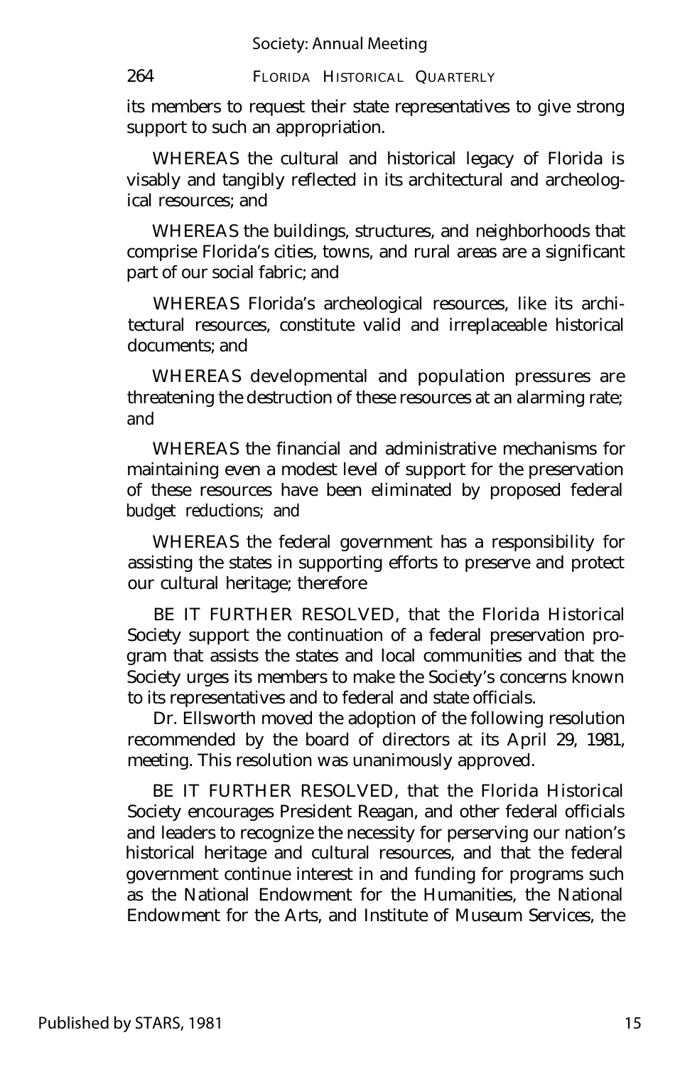its members to request their state representatives to give strong support to such an appropriation.

WHEREAS the cultural and historical legacy of Florida is visably and tangibly reflected in its architectural and archeological resources; and

WHEREAS the buildings, structures, and neighborhoods that comprise Florida's cities, towns, and rural areas are a significant part of our social fabric; and

WHEREAS Florida's archeological resources, like its architectural resources, constitute valid and irreplaceable historical documents; and

WHEREAS developmental and population pressures are threatening the destruction of these resources at an alarming rate; and

WHEREAS the financial and administrative mechanisms for maintaining even a modest level of support for the preservation of these resources have been eliminated by proposed federal budget reductions; and

WHEREAS the federal government has a responsibility for assisting the states in supporting efforts to preserve and protect our cultural heritage; therefore

BE IT FURTHER RESOLVED, that the Florida Historical Society support the continuation of a federal preservation program that assists the states and local communities and that the Society urges its members to make the Society's concerns known to its representatives and to federal and state officials.

Dr. Ellsworth moved the adoption of the following resolution recommended by the board of directors at its April 29, 1981, meeting. This resolution was unanimously approved.

BE IT FURTHER RESOLVED, that the Florida Historical Society encourages President Reagan, and other federal officials and leaders to recognize the necessity for perserving our nation's historical heritage and cultural resources, and that the federal government continue interest in and funding for programs such as the National Endowment for the Humanities, the National Endowment for the Arts, and Institute of Museum Services, the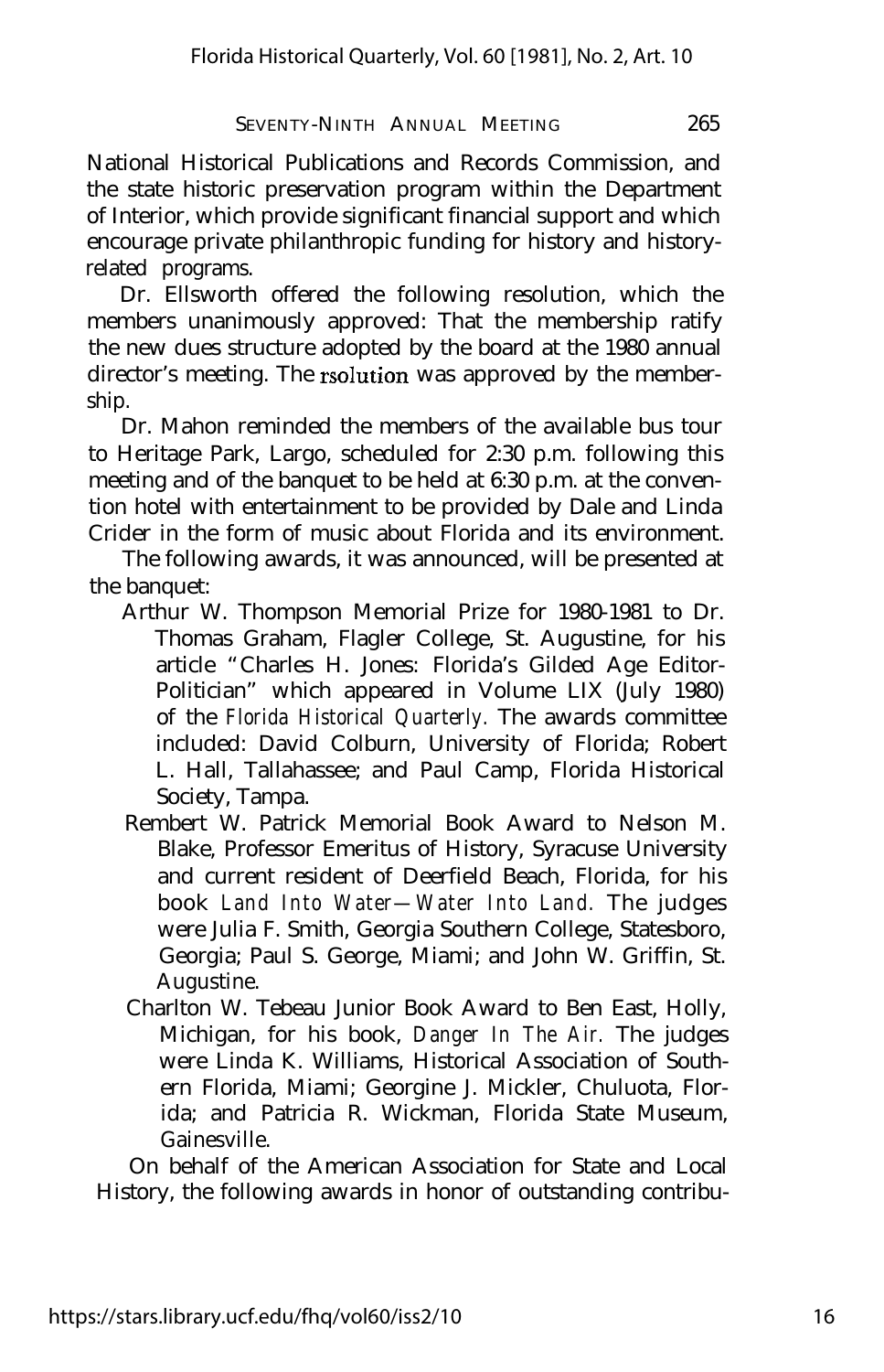National Historical Publications and Records Commission, and the state historic preservation program within the Department of Interior, which provide significant financial support and which encourage private philanthropic funding for history and history-related programs.

Dr. Ellsworth offered the following resolution, which the members unanimously approved: That the membership ratify the new dues structure adopted by the board at the 1980 annual director's meeting. The rsolution was approved by the membership.

Dr. Mahon reminded the members of the available bus tour to Heritage Park, Largo, scheduled for 2:30 p.m. following this meeting and of the banquet to be held at 6:30 p.m. at the convention hotel with entertainment to be provided by Dale and Linda Crider in the form of music about Florida and its environment.

The following awards, it was announced, will be presented at the banquet:

Arthur W. Thompson Memorial Prize for 1980-1981 to Dr. Thomas Graham, Flagler College, St. Augustine, for his article "Charles H. Jones: Florida's Gilded Age Editor-Politician" which appeared in Volume LIX (July 1980) of the *Florida Historical Quarterly.* The awards committee included: David Colburn, University of Florida; Robert L. Hall, Tallahassee; and Paul Camp, Florida Historical Society, Tampa.

Rembert W. Patrick Memorial Book Award to Nelson M. Blake, Professor Emeritus of History, Syracuse University and current resident of Deerfield Beach, Florida, for his book *Land Into Water—Water Into Land.* The judges were Julia F. Smith, Georgia Southern College, Statesboro, Georgia; Paul S. George, Miami; and John W. Griffin, St. Augustine.

Charlton W. Tebeau Junior Book Award to Ben East, Holly, Michigan, for his book, *Danger In The Air.* The judges were Linda K. Williams, Historical Association of Southern Florida, Miami; Georgine J. Mickler, Chuluota, Florida; and Patricia R. Wickman, Florida State Museum, Gainesville.

On behalf of the American Association for State and Local History, the following awards in honor of outstanding contribu-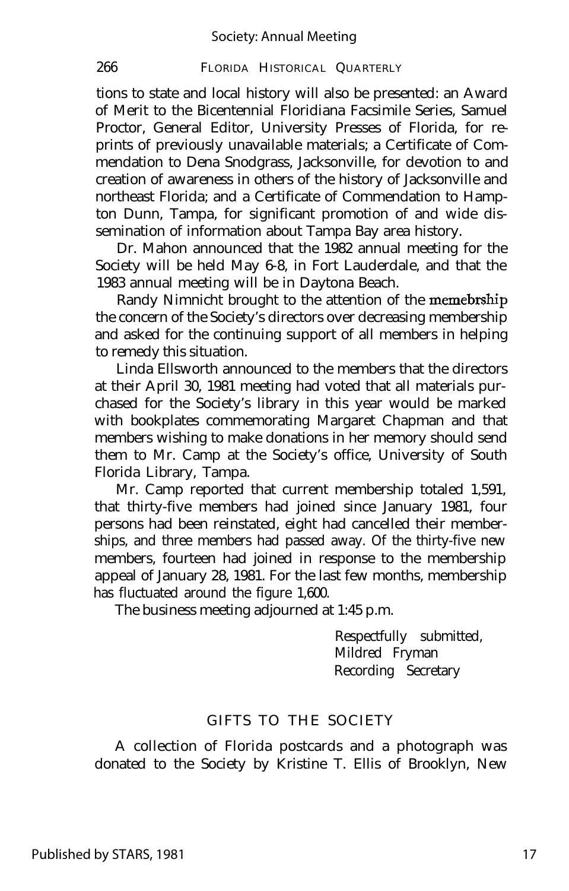tions to state and local history will also be presented: an Award of Merit to the Bicentennial Floridiana Facsimile Series, Samuel Proctor, General Editor, University Presses of Florida, for reprints of previously unavailable materials; a Certificate of Commendation to Dena Snodgrass, Jacksonville, for devotion to and creation of awareness in others of the history of Jacksonville and northeast Florida; and a Certificate of Commendation to Hampton Dunn, Tampa, for significant promotion of and wide dissemination of information about Tampa Bay area history.

Dr. Mahon announced that the 1982 annual meeting for the Society will be held May 6-8, in Fort Lauderdale, and that the 1983 annual meeting will be in Daytona Beach.

Randy Nimnicht brought to the attention of the memebrship the concern of the Society's directors over decreasing membership and asked for the continuing support of all members in helping to remedy this situation.

Linda Ellsworth announced to the members that the directors at their April 30, 1981 meeting had voted that all materials purchased for the Society's library in this year would be marked with bookplates commemorating Margaret Chapman and that members wishing to make donations in her memory should send them to Mr. Camp at the Society's office, University of South Florida Library, Tampa.

Mr. Camp reported that current membership totaled 1,591, that thirty-five members had joined since January 1981, four persons had been reinstated, eight had cancelled their memberships, and three members had passed away. Of the thirty-five new members, fourteen had joined in response to the membership appeal of January 28, 1981. For the last few months, membership has fluctuated around the figure 1,600.

The business meeting adjourned at 1:45 p.m.

Respectfully submitted,
Mildred Fryman
Recording Secretary

## GIFTS TO THE SOCIETY

A collection of Florida postcards and a photograph was donated to the Society by Kristine T. Ellis of Brooklyn, New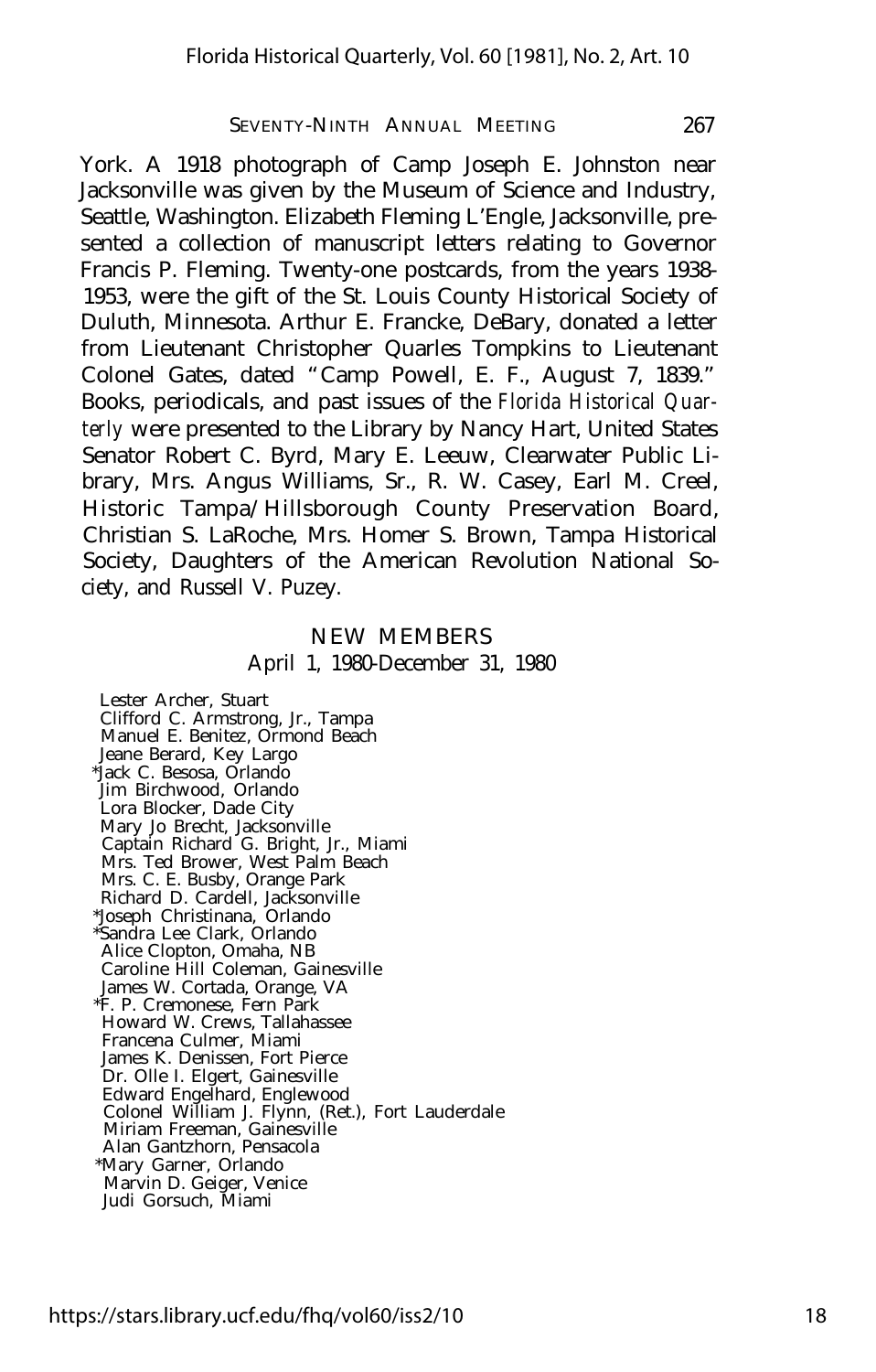York. A 1918 photograph of Camp Joseph E. Johnston near Jacksonville was given by the Museum of Science and Industry, Seattle, Washington. Elizabeth Fleming L'Engle, Jacksonville, presented a collection of manuscript letters relating to Governor Francis P. Fleming. Twenty-one postcards, from the years 1938-1953, were the gift of the St. Louis County Historical Society of Duluth, Minnesota. Arthur E. Francke, DeBary, donated a letter from Lieutenant Christopher Quarles Tompkins to Lieutenant Colonel Gates, dated "Camp Powell, E. F., August 7, 1839." Books, periodicals, and past issues of the *Florida Historical Quarterly* were presented to the Library by Nancy Hart, United States Senator Robert C. Byrd, Mary E. Leeuw, Clearwater Public Library, Mrs. Angus Williams, Sr., R. W. Casey, Earl M. Creel, Historic Tampa/Hillsborough County Preservation Board, Christian S. LaRoche, Mrs. Homer S. Brown, Tampa Historical Society, Daughters of the American Revolution National Society, and Russell V. Puzey.

## NEW MEMBERS

April 1, 1980-December 31, 1980

Lester Archer, Stuart
Clifford C. Armstrong, Jr., Tampa
Manuel E. Benitez, Ormond Beach
Jeane Berard, Key Largo
*Jack C. Besosa, Orlando
Jim Birchwood, Orlando
Lora Blocker, Dade City
Mary Jo Brecht, Jacksonville
Captain Richard G. Bright, Jr., Miami
Mrs. Ted Brower, West Palm Beach
Mrs. C. E. Busby, Orange Park
Richard D. Cardell, Jacksonville
*Joseph Christinana, Orlando
*Sandra Lee Clark, Orlando
Alice Clopton, Omaha, NB
Caroline Hill Coleman, Gainesville
James W. Cortada, Orange, VA
*F. P. Cremonese, Fern Park
Howard W. Crews, Tallahassee
Francena Culmer, Miami
James K. Denissen, Fort Pierce
Dr. Olle I. Elgert, Gainesville
Edward Engelhard, Englewood
Colonel William J. Flynn, (Ret.), Fort Lauderdale
Miriam Freeman, Gainesville
Alan Gantzhorn, Pensacola
*Mary Garner, Orlando
Marvin D. Geiger, Venice
Judi Gorsuch, Miami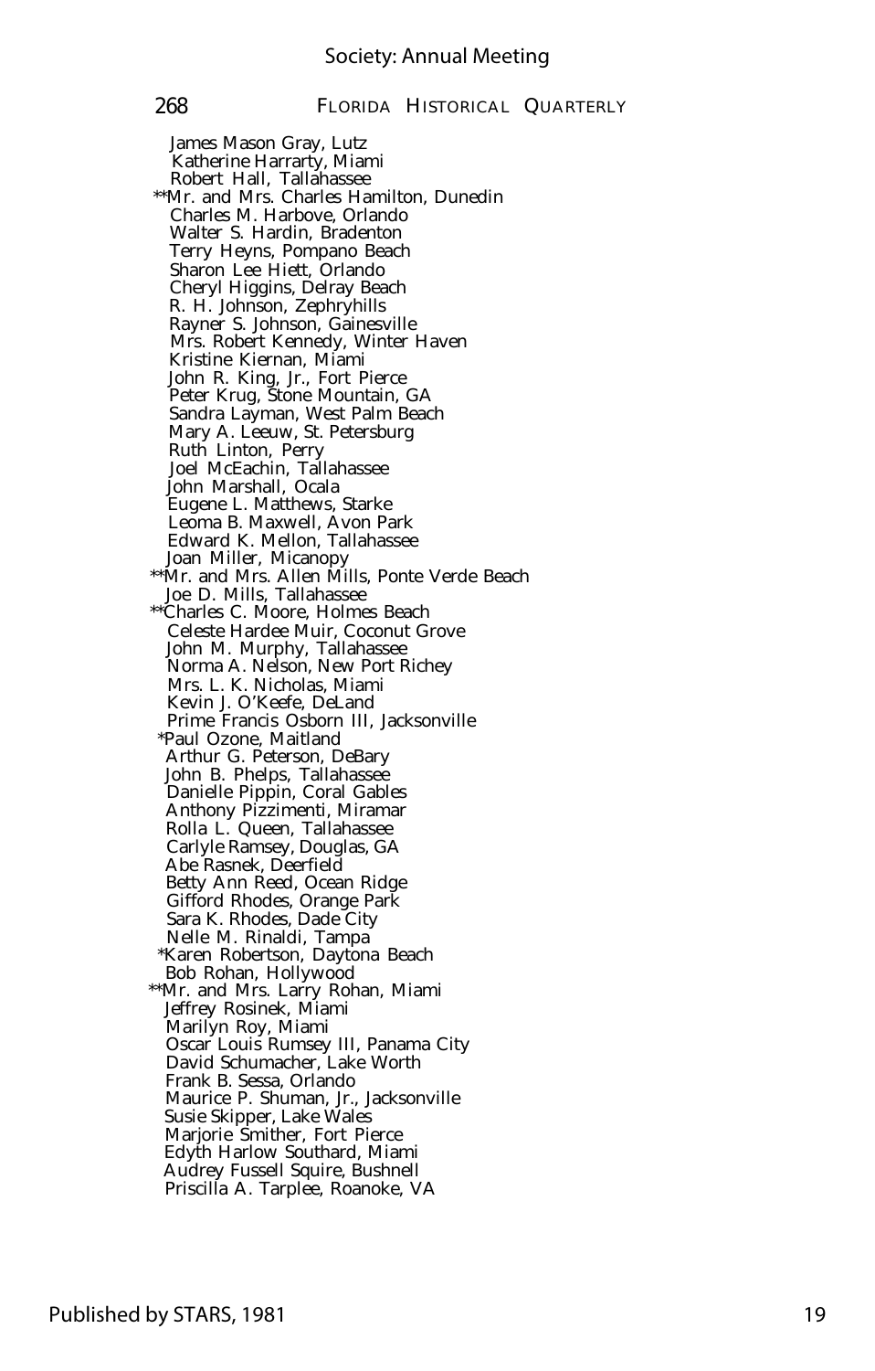James Mason Gray, Lutz
Katherine Harrarty, Miami
Robert Hall, Tallahassee
**Mr. and Mrs. Charles Hamilton, Dunedin
Charles M. Harbove, Orlando
Walter S. Hardin, Bradenton
Terry Heyns, Pompano Beach
Sharon Lee Hiett, Orlando
Cheryl Higgins, Delray Beach
R. H. Johnson, Zephryhills
Rayner S. Johnson, Gainesville
Mrs. Robert Kennedy, Winter Haven
Kristine Kiernan, Miami
John R. King, Jr., Fort Pierce
Peter Krug, Stone Mountain, GA
Sandra Layman, West Palm Beach
Mary A. Leeuw, St. Petersburg
Ruth Linton, Perry
Joel McEachin, Tallahassee
John Marshall, Ocala
Eugene L. Matthews, Starke
Leoma B. Maxwell, Avon Park
Edward K. Mellon, Tallahassee
Joan Miller, Micanopy
**Mr. and Mrs. Allen Mills, Ponte Verde Beach
Joe D. Mills, Tallahassee
**Charles C. Moore, Holmes Beach
Celeste Hardee Muir, Coconut Grove
John M. Murphy, Tallahassee
Norma A. Nelson, New Port Richey
Mrs. L. K. Nicholas, Miami
Kevin J. O'Keefe, DeLand
Prime Francis Osborn III, Jacksonville
*Paul Ozone, Maitland
Arthur G. Peterson, DeBary
John B. Phelps, Tallahassee
Danielle Pippin, Coral Gables
Anthony Pizzimenti, Miramar
Rolla L. Queen, Tallahassee
Carlyle Ramsey, Douglas, GA
Abe Rasnek, Deerfield
Betty Ann Reed, Ocean Ridge
Gifford Rhodes, Orange Park
Sara K. Rhodes, Dade City
Nelle M. Rinaldi, Tampa
*Karen Robertson, Daytona Beach
Bob Rohan, Hollywood
**Mr. and Mrs. Larry Rohan, Miami
Jeffrey Rosinek, Miami
Marilyn Roy, Miami
Oscar Louis Rumsey III, Panama City
David Schumacher, Lake Worth
Frank B. Sessa, Orlando
Maurice P. Shuman, Jr., Jacksonville
Susie Skipper, Lake Wales
Marjorie Smither, Fort Pierce
Edyth Harlow Southard, Miami
Audrey Fussell Squire, Bushnell
Priscilla A. Tarplee, Roanoke, VA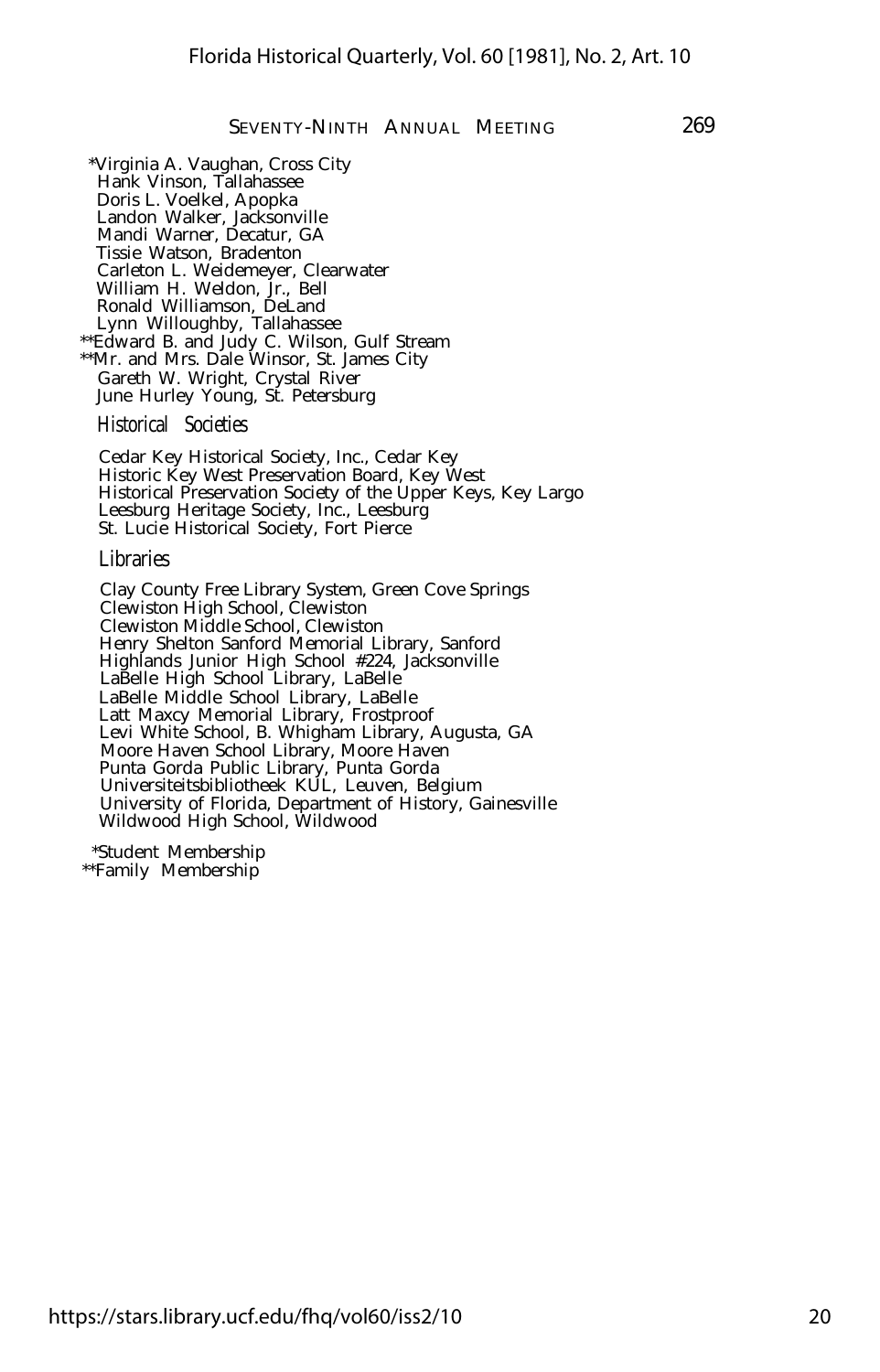*Virginia A. Vaughan, Cross City
Hank Vinson, Tallahassee
Doris L. Voelkel, Apopka
Landon Walker, Jacksonville
Mandi Warner, Decatur, GA
Tissie Watson, Bradenton
Carleton L. Weidemeyer, Clearwater
William H. Weldon, Jr., Bell
Ronald Williamson, DeLand
Lynn Willoughby, Tallahassee
**Edward B. and Judy C. Wilson, Gulf Stream
**Mr. and Mrs. Dale Winsor, St. James City
Gareth W. Wright, Crystal River
June Hurley Young, St. Petersburg

*Historical Societies*

Cedar Key Historical Society, Inc., Cedar Key
Historic Key West Preservation Board, Key West
Historical Preservation Society of the Upper Keys, Key Largo
Leesburg Heritage Society, Inc., Leesburg
St. Lucie Historical Society, Fort Pierce

*Libraries*

Clay County Free Library System, Green Cove Springs
Clewiston High School, Clewiston
Clewiston Middle School, Clewiston
Henry Shelton Sanford Memorial Library, Sanford
Highlands Junior High School #224, Jacksonville
LaBelle High School Library, LaBelle
LaBelle Middle School Library, LaBelle
Latt Maxcy Memorial Library, Frostproof
Levi White School, B. Whigham Library, Augusta, GA
Moore Haven School Library, Moore Haven
Punta Gorda Public Library, Punta Gorda
Universiteitsbibliotheek KUL, Leuven, Belgium
University of Florida, Department of History, Gainesville
Wildwood High School, Wildwood

*Student Membership
**Family Membership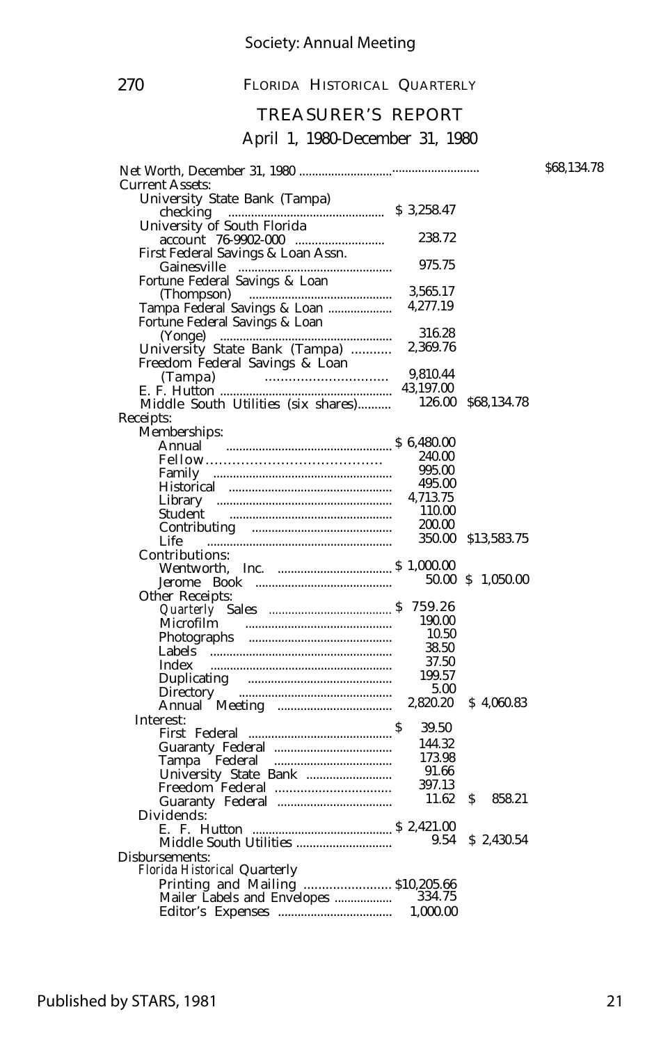## TREASURER'S REPORT

### April 1, 1980-December 31, 1980

| | | | |
|---|---|---|---|
| Net Worth, December 31, 1980 | | | $68,134.78 |
| Current Assets: | | | |
| University State Bank (Tampa) checking | $ 3,258.47 | | |
| University of South Florida account 76-9902-000 | 238.72 | | |
| First Federal Savings & Loan Assn. Gainesville | 975.75 | | |
| Fortune Federal Savings & Loan (Thompson) | 3,565.17 | | |
| Tampa Federal Savings & Loan | 4,277.19 | | |
| Fortune Federal Savings & Loan (Yonge) | 316.28 | | |
| University State Bank (Tampa) | 2,369.76 | | |
| Freedom Federal Savings & Loan (Tampa) | 9,810.44 | | |
| E. F. Hutton | 43,197.00 | | |
| Middle South Utilities (six shares) | 126.00 | $68,134.78 | |
| Receipts: | | | |
| Memberships: | | | |
| Annual | $ 6,480.00 | | |
| Fellow | 240.00 | | |
| Family | 995.00 | | |
| Historical | 495.00 | | |
| Library | 4,713.75 | | |
| Student | 110.00 | | |
| Contributing | 200.00 | | |
| Life | 350.00 | $13,583.75 | |
| Contributions: | | | |
| Wentworth, Inc. | $ 1,000.00 | | |
| Jerome Book | 50.00 | $ 1,050.00 | |
| Other Receipts: | | | |
| *Quarterly* Sales | $ 759.26 | | |
| Microfilm | 190.00 | | |
| Photographs | 10.50 | | |
| Labels | 38.50 | | |
| Index | 37.50 | | |
| Duplicating | 199.57 | | |
| Directory | 5.00 | | |
| Annual Meeting | 2,820.20 | $ 4,060.83 | |
| Interest: | | | |
| First Federal | $ 39.50 | | |
| Guaranty Federal | 144.32 | | |
| Tampa Federal | 173.98 | | |
| University State Bank | 91.66 | | |
| Freedom Federal | 397.13 | | |
| Guaranty Federal | 11.62 | $ 858.21 | |
| Dividends: | | | |
| E. F. Hutton | $ 2,421.00 | | |
| Middle South Utilities | 9.54 | $ 2,430.54 | |
| Disbursements: | | | |
| *Florida Historical* Quarterly | | | |
| Printing and Mailing | $10,205.66 | | |
| Mailer Labels and Envelopes | 334.75 | | |
| Editor's Expenses | 1,000.00 | | |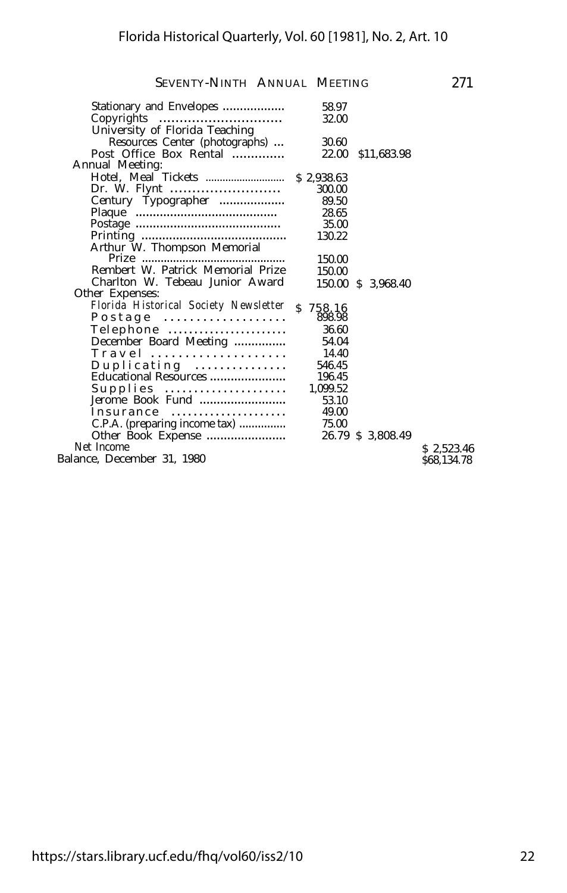| | | | |
|---|---|---|---|
| Stationary and Envelopes | 58.97 | | |
| Copyrights | 32.00 | | |
| University of Florida Teaching Resources Center (photographs) | 30.60 | | |
| Post Office Box Rental | 22.00 | $11,683.98 | |
| **Annual Meeting:** | | | |
| Hotel, Meal Tickets | $ 2,938.63 | | |
| Dr. W. Flynt | 300.00 | | |
| Century Typographer | 89.50 | | |
| Plaque | 28.65 | | |
| Postage | 35.00 | | |
| Printing | 130.22 | | |
| Arthur W. Thompson Memorial Prize | 150.00 | | |
| Rembert W. Patrick Memorial Prize | 150.00 | | |
| Charlton W. Tebeau Junior Award | 150.00 | $ 3,968.40 | |
| **Other Expenses:** | | | |
| *Florida Historical Society Newsletter* | $ 758.16 | | |
| Postage | 898.98 | | |
| Telephone | 36.60 | | |
| December Board Meeting | 54.04 | | |
| Travel | 14.40 | | |
| Duplicating | 546.45 | | |
| Educational Resources | 196.45 | | |
| Supplies | 1,099.52 | | |
| Jerome Book Fund | 53.10 | | |
| Insurance | 49.00 | | |
| C.P.A. (preparing income tax) | 75.00 | | |
| Other Book Expense | 26.79 | $ 3,808.49 | |
| Net Income | | | $ 2,523.46 |
| Balance, December 31, 1980 | | | $68,134.78 |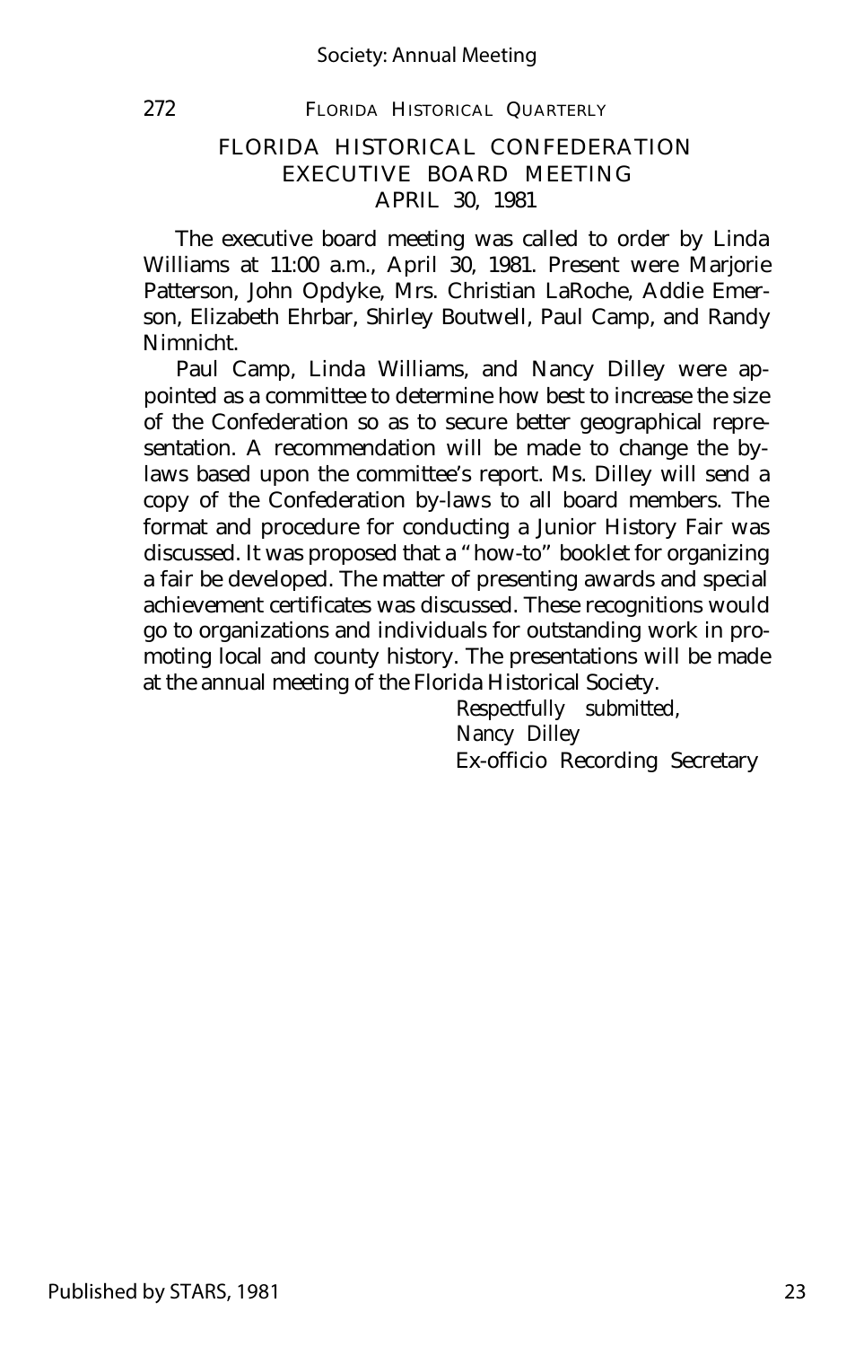## FLORIDA HISTORICAL CONFEDERATION EXECUTIVE BOARD MEETING APRIL 30, 1981

The executive board meeting was called to order by Linda Williams at 11:00 a.m., April 30, 1981. Present were Marjorie Patterson, John Opdyke, Mrs. Christian LaRoche, Addie Emerson, Elizabeth Ehrbar, Shirley Boutwell, Paul Camp, and Randy Nimnicht.

Paul Camp, Linda Williams, and Nancy Dilley were appointed as a committee to determine how best to increase the size of the Confederation so as to secure better geographical representation. A recommendation will be made to change the by-laws based upon the committee's report. Ms. Dilley will send a copy of the Confederation by-laws to all board members. The format and procedure for conducting a Junior History Fair was discussed. It was proposed that a "how-to" booklet for organizing a fair be developed. The matter of presenting awards and special achievement certificates was discussed. These recognitions would go to organizations and individuals for outstanding work in promoting local and county history. The presentations will be made at the annual meeting of the Florida Historical Society.

Respectfully submitted,
Nancy Dilley
Ex-officio Recording Secretary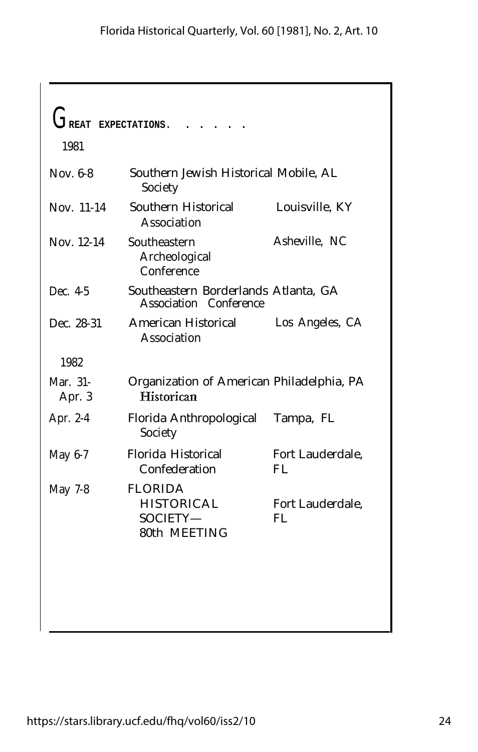## GREAT EXPECTATIONS. . . . . .

| 1981 | | |
|---|---|---|
| Nov. 6-8 | Southern Jewish Historical Society | Mobile, AL |
| Nov. 11-14 | Southern Historical Association | Louisville, KY |
| Nov. 12-14 | Southeastern Archeological Conference | Asheville, NC |
| Dec. 4-5 | Southeastern Borderlands Association Conference | Atlanta, GA |
| Dec. 28-31 | American Historical Association | Los Angeles, CA |
| **1982** | | |
| Mar. 31-Apr. 3 | Organization of American Historican | Philadelphia, PA |
| Apr. 2-4 | Florida Anthropological Society | Tampa, FL |
| May 6-7 | Florida Historical Confederation | Fort Lauderdale, FL |
| May 7-8 | FLORIDA HISTORICAL SOCIETY— 80th MEETING | Fort Lauderdale, FL |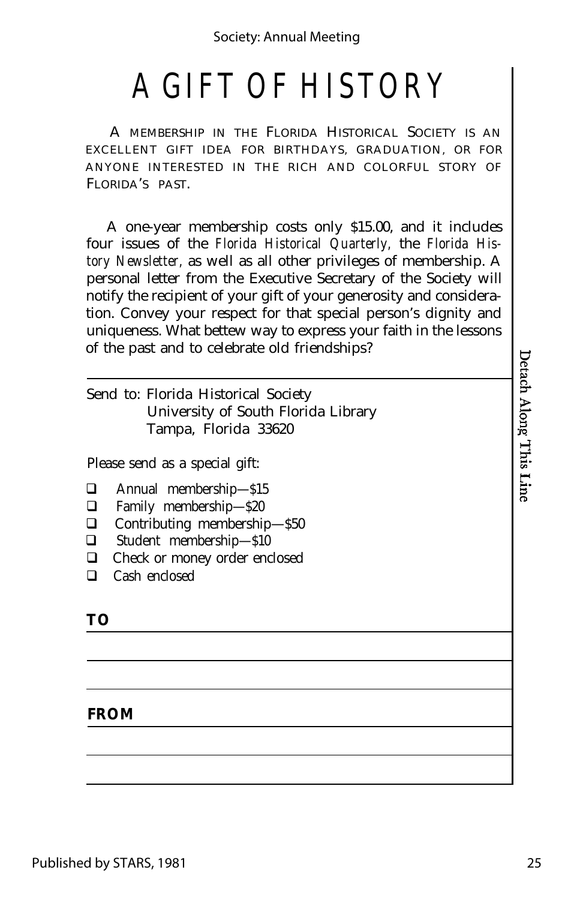# A GIFT OF HISTORY

A MEMBERSHIP IN THE FLORIDA HISTORICAL SOCIETY IS AN EXCELLENT GIFT IDEA FOR BIRTHDAYS, GRADUATION, OR FOR ANYONE INTERESTED IN THE RICH AND COLORFUL STORY OF FLORIDA'S PAST.

A one-year membership costs only $15.00, and it includes four issues of the *Florida Historical Quarterly*, the *Florida History Newsletter*, as well as all other privileges of membership. A personal letter from the Executive Secretary of the Society will notify the recipient of your gift of your generosity and consideration. Convey your respect for that special person's dignity and uniqueness. What bettew way to express your faith in the lessons of the past and to celebrate old friendships?

Detach Along This Line

Send to: Florida Historical Society
University of South Florida Library
Tampa, Florida 33620

Please send as a special gift:

- ❑ Annual membership—$15
- ❑ Family membership—$20
- ❑ Contributing membership—$50
- ❑ Student membership—$10
- ❑ Check or money order enclosed
- ❑ Cash enclosed

**TO** \_\_\_\_\_\_\_\_\_\_\_\_\_\_\_\_\_\_\_\_\_\_\_\_\_\_\_\_\_\_\_\_\_\_\_\_\_\_\_\_

\_\_\_\_\_\_\_\_\_\_\_\_\_\_\_\_\_\_\_\_\_\_\_\_\_\_\_\_\_\_\_\_\_\_\_\_\_\_\_\_\_\_\_\_

\_\_\_\_\_\_\_\_\_\_\_\_\_\_\_\_\_\_\_\_\_\_\_\_\_\_\_\_\_\_\_\_\_\_\_\_\_\_\_\_\_\_\_\_

**FROM** \_\_\_\_\_\_\_\_\_\_\_\_\_\_\_\_\_\_\_\_\_\_\_\_\_\_\_\_\_\_\_\_\_\_\_\_\_\_

\_\_\_\_\_\_\_\_\_\_\_\_\_\_\_\_\_\_\_\_\_\_\_\_\_\_\_\_\_\_\_\_\_\_\_\_\_\_\_\_\_\_\_\_

\_\_\_\_\_\_\_\_\_\_\_\_\_\_\_\_\_\_\_\_\_\_\_\_\_\_\_\_\_\_\_\_\_\_\_\_\_\_\_\_\_\_\_\_